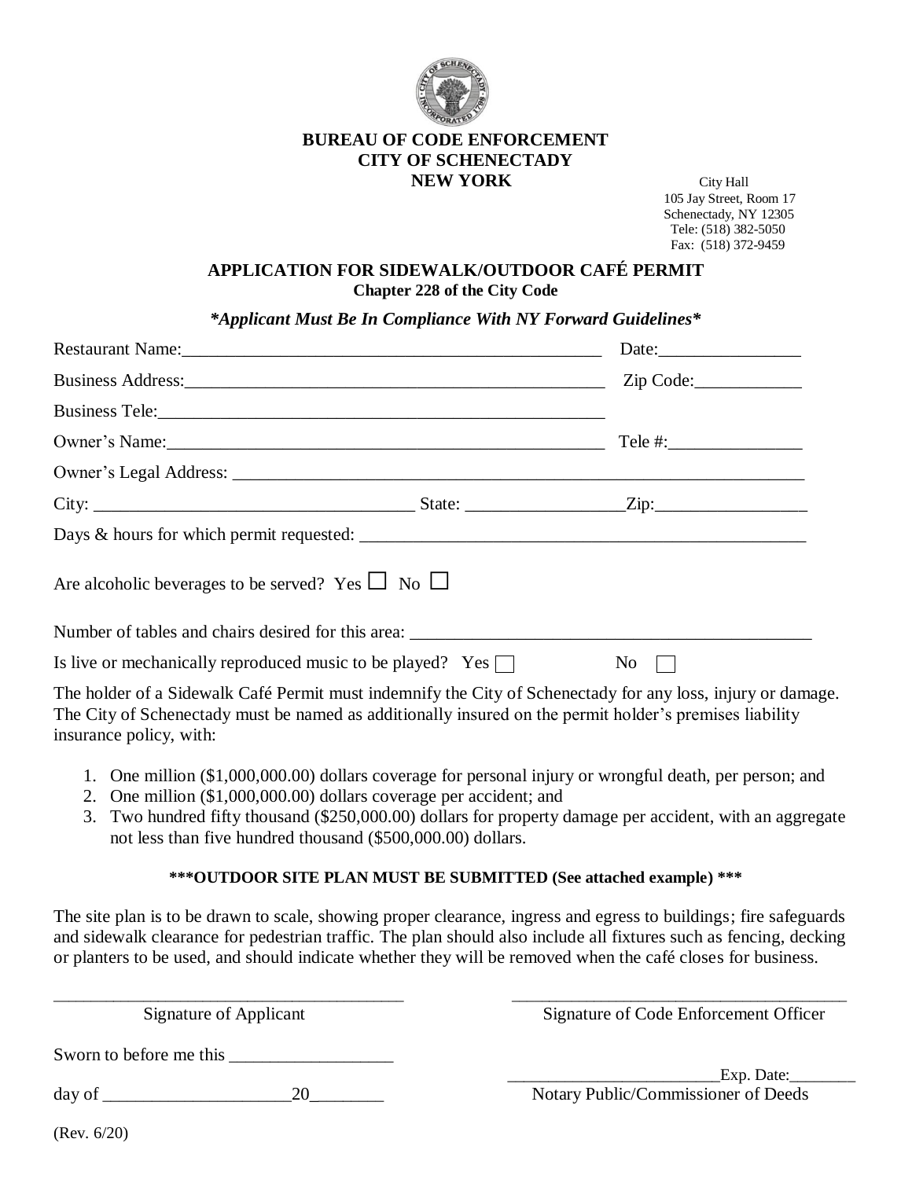**BUREAU OF CODE ENFORCEMENT**
**CITY OF SCHENECTADY**
**NEW YORK**

City Hall
105 Jay Street, Room 17
Schenectady, NY 12305
Tele: (518) 382-5050
Fax: (518) 372-9459

## APPLICATION FOR SIDEWALK/OUTDOOR CAFÉ PERMIT

**Chapter 228 of the City Code**

***\*Applicant Must Be In Compliance With NY Forward Guidelines\****

Restaurant Name:_______________________________________________ Date:________________

Business Address:_______________________________________________ Zip Code:____________

Business Tele:_______________________________________________

Owner's Name:_______________________________________________ Tele #:_______________

Owner's Legal Address: _______________________________________________________________

City: ____________________________________ State: _________________ Zip:_________________

Days & hours for which permit requested: ___________________________________________________

Are alcoholic beverages to be served? Yes ☐ No ☐

Number of tables and chairs desired for this area: ______________________________________________

Is live or mechanically reproduced music to be played? Yes ☐ No ☐

The holder of a Sidewalk Café Permit must indemnify the City of Schenectady for any loss, injury or damage. The City of Schenectady must be named as additionally insured on the permit holder's premises liability insurance policy, with:

1. One million ($1,000,000.00) dollars coverage for personal injury or wrongful death, per person; and
2. One million ($1,000,000.00) dollars coverage per accident; and
3. Two hundred fifty thousand ($250,000.00) dollars for property damage per accident, with an aggregate not less than five hundred thousand ($500,000.00) dollars.

**\*\*\*OUTDOOR SITE PLAN MUST BE SUBMITTED (See attached example) \*\*\***

The site plan is to be drawn to scale, showing proper clearance, ingress and egress to buildings; fire safeguards and sidewalk clearance for pedestrian traffic. The plan should also include all fixtures such as fencing, decking or planters to be used, and should indicate whether they will be removed when the café closes for business.

_________________________________________ Signature of Applicant

_________________________________________ Signature of Code Enforcement Officer

Sworn to before me this ___________________

day of ______________________20________

_________________________Exp. Date:________
Notary Public/Commissioner of Deeds

(Rev. 6/20)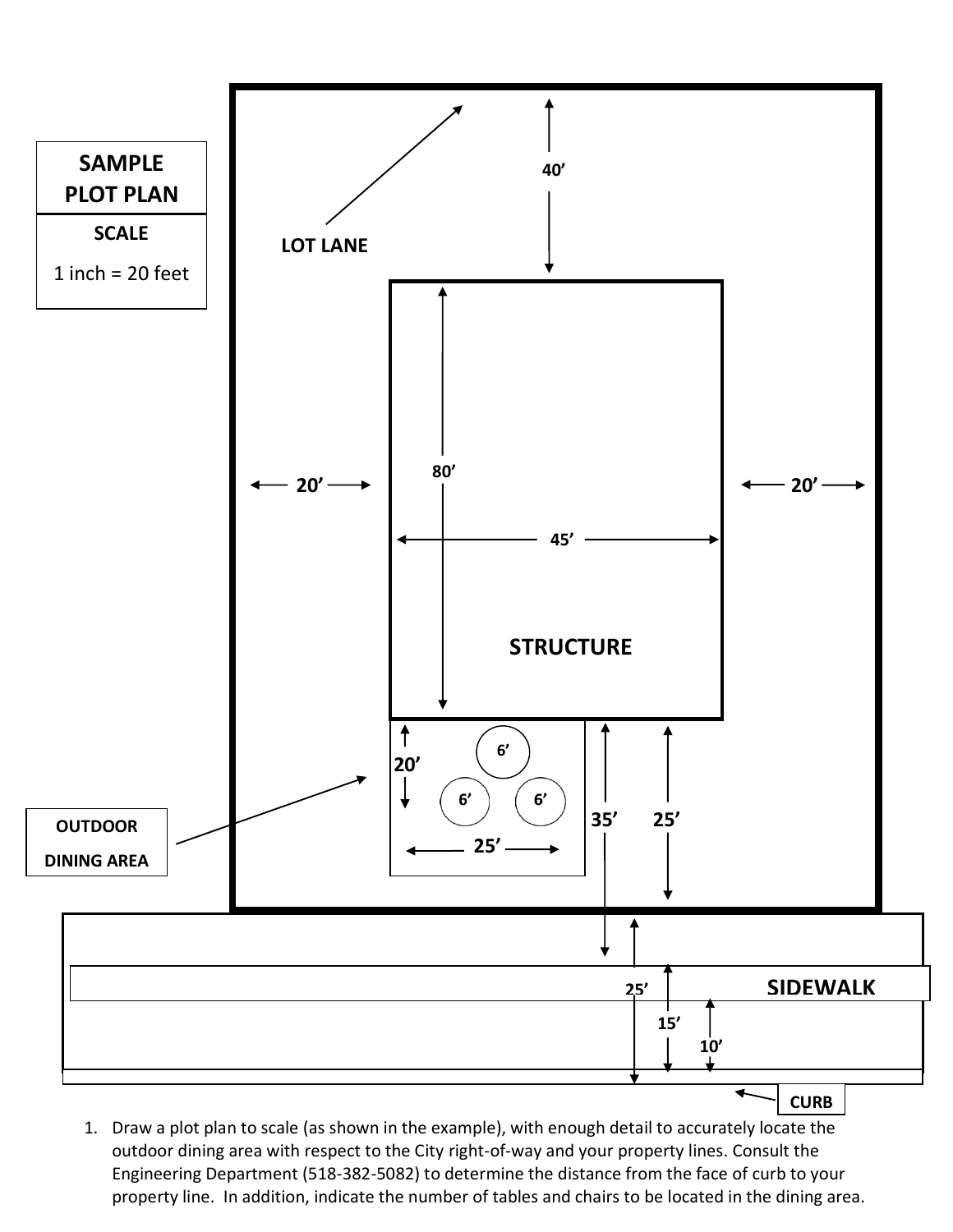SAMPLE PLOT PLAN

SCALE

1 inch = 20 feet

LOT LANE

40'

20'

80'

45'

20'

STRUCTURE

OUTDOOR DINING AREA

20'

6'

6'

6'

25'

35'

25'

25'

SIDEWALK

15'

10'

CURB

1. Draw a plot plan to scale (as shown in the example), with enough detail to accurately locate the outdoor dining area with respect to the City right-of-way and your property lines. Consult the Engineering Department (518-382-5082) to determine the distance from the face of curb to your property line. In addition, indicate the number of tables and chairs to be located in the dining area.